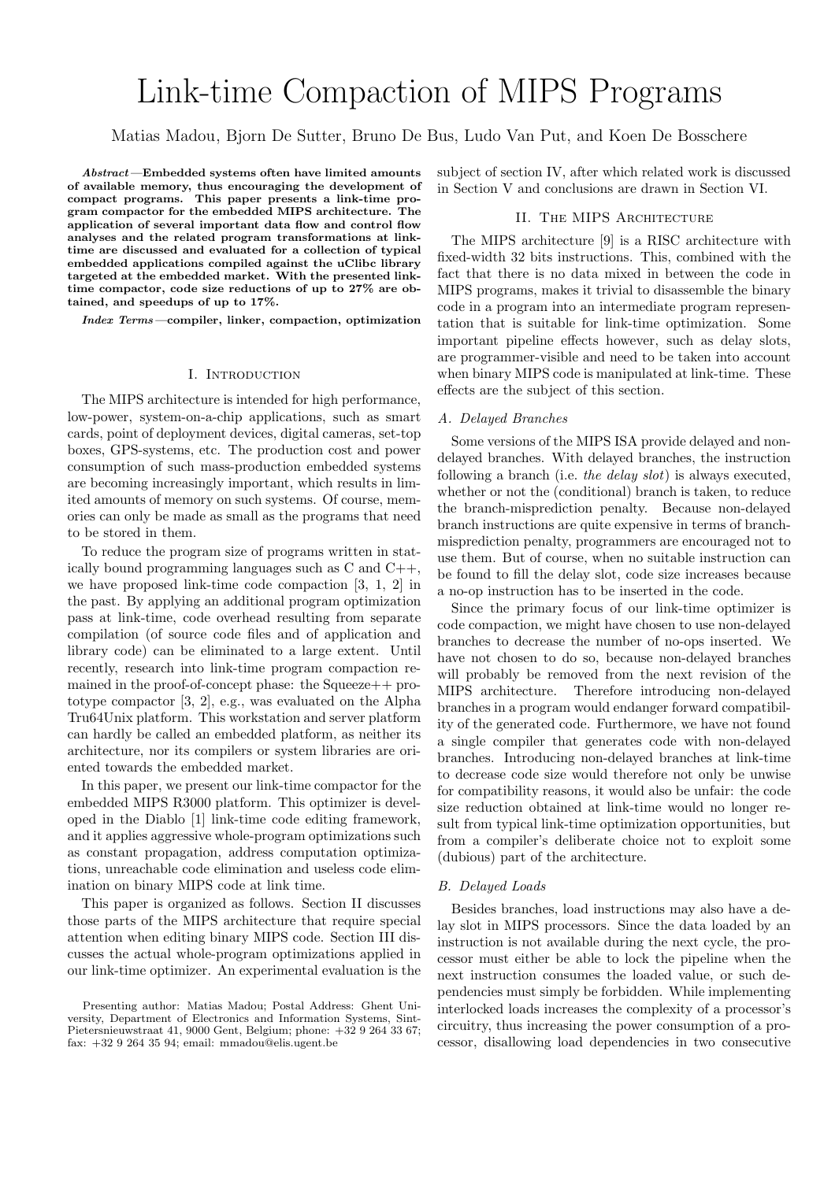# Link-time Compaction of MIPS Programs

Matias Madou, Bjorn De Sutter, Bruno De Bus, Ludo Van Put, and Koen De Bosschere

***Abstract*—Embedded systems often have limited amounts of available memory, thus encouraging the development of compact programs. This paper presents a link-time program compactor for the embedded MIPS architecture. The application of several important data flow and control flow analyses and the related program transformations at link-time are discussed and evaluated for a collection of typical embedded applications compiled against the uClibc library targeted at the embedded market. With the presented link-time compactor, code size reductions of up to 27% are obtained, and speedups of up to 17%.**

***Index Terms*—compiler, linker, compaction, optimization**

## I. Introduction

The MIPS architecture is intended for high performance, low-power, system-on-a-chip applications, such as smart cards, point of deployment devices, digital cameras, set-top boxes, GPS-systems, etc. The production cost and power consumption of such mass-production embedded systems are becoming increasingly important, which results in limited amounts of memory on such systems. Of course, memories can only be made as small as the programs that need to be stored in them.

To reduce the program size of programs written in statically bound programming languages such as C and C++, we have proposed link-time code compaction [3, 1, 2] in the past. By applying an additional program optimization pass at link-time, code overhead resulting from separate compilation (of source code files and of application and library code) can be eliminated to a large extent. Until recently, research into link-time program compaction remained in the proof-of-concept phase: the Squeeze++ prototype compactor [3, 2], e.g., was evaluated on the Alpha Tru64Unix platform. This workstation and server platform can hardly be called an embedded platform, as neither its architecture, nor its compilers or system libraries are oriented towards the embedded market.

In this paper, we present our link-time compactor for the embedded MIPS R3000 platform. This optimizer is developed in the Diablo [1] link-time code editing framework, and it applies aggressive whole-program optimizations such as constant propagation, address computation optimizations, unreachable code elimination and useless code elimination on binary MIPS code at link time.

This paper is organized as follows. Section II discusses those parts of the MIPS architecture that require special attention when editing binary MIPS code. Section III discusses the actual whole-program optimizations applied in our link-time optimizer. An experimental evaluation is the subject of section IV, after which related work is discussed in Section V and conclusions are drawn in Section VI.

Presenting author: Matias Madou; Postal Address: Ghent University, Department of Electronics and Information Systems, Sint-Pietersnieuwstraat 41, 9000 Gent, Belgium; phone: +32 9 264 33 67; fax: +32 9 264 35 94; email: mmadou@elis.ugent.be

## II. The MIPS Architecture

The MIPS architecture [9] is a RISC architecture with fixed-width 32 bits instructions. This, combined with the fact that there is no data mixed in between the code in MIPS programs, makes it trivial to disassemble the binary code in a program into an intermediate program representation that is suitable for link-time optimization. Some important pipeline effects however, such as delay slots, are programmer-visible and need to be taken into account when binary MIPS code is manipulated at link-time. These effects are the subject of this section.

### A. Delayed Branches

Some versions of the MIPS ISA provide delayed and non-delayed branches. With delayed branches, the instruction following a branch (i.e. *the delay slot*) is always executed, whether or not the (conditional) branch is taken, to reduce the branch-misprediction penalty. Because non-delayed branch instructions are quite expensive in terms of branch-misprediction penalty, programmers are encouraged not to use them. But of course, when no suitable instruction can be found to fill the delay slot, code size increases because a no-op instruction has to be inserted in the code.

Since the primary focus of our link-time optimizer is code compaction, we might have chosen to use non-delayed branches to decrease the number of no-ops inserted. We have not chosen to do so, because non-delayed branches will probably be removed from the next revision of the MIPS architecture. Therefore introducing non-delayed branches in a program would endanger forward compatibility of the generated code. Furthermore, we have not found a single compiler that generates code with non-delayed branches. Introducing non-delayed branches at link-time to decrease code size would therefore not only be unwise for compatibility reasons, it would also be unfair: the code size reduction obtained at link-time would no longer result from typical link-time optimization opportunities, but from a compiler's deliberate choice not to exploit some (dubious) part of the architecture.

### B. Delayed Loads

Besides branches, load instructions may also have a delay slot in MIPS processors. Since the data loaded by an instruction is not available during the next cycle, the processor must either be able to lock the pipeline when the next instruction consumes the loaded value, or such dependencies must simply be forbidden. While implementing interlocked loads increases the complexity of a processor's circuitry, thus increasing the power consumption of a processor, disallowing load dependencies in two consecutive